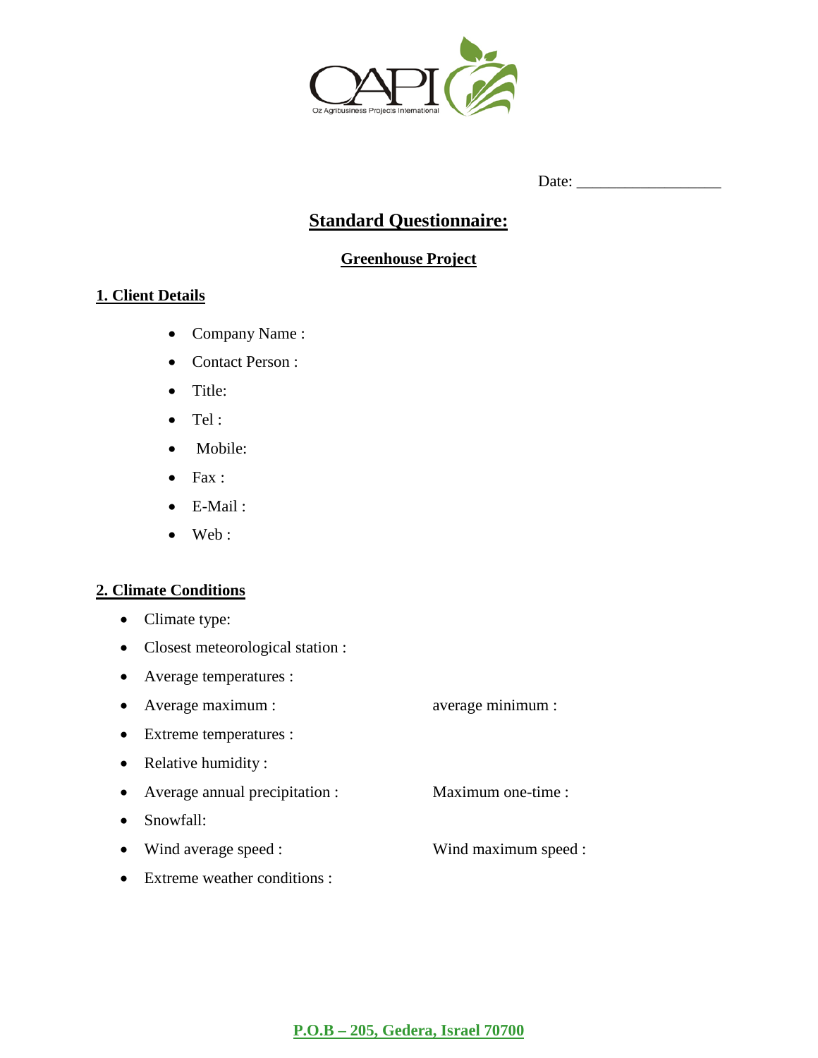OAPI
Oz Agribusiness Projects International

Date: ___________________

# Standard Questionnaire:

## Greenhouse Project

### 1. Client Details

- Company Name :
- Contact Person :
- Title:
- Tel :
- Mobile:
- Fax :
- E-Mail :
- Web :

### 2. Climate Conditions

- Climate type:
- Closest meteorological station :
- Average temperatures :
- Average maximum : average minimum :
- Extreme temperatures :
- Relative humidity :
- Average annual precipitation : Maximum one-time :
- Snowfall:
- Wind average speed : Wind maximum speed :
- Extreme weather conditions :

P.O.B – 205, Gedera, Israel 70700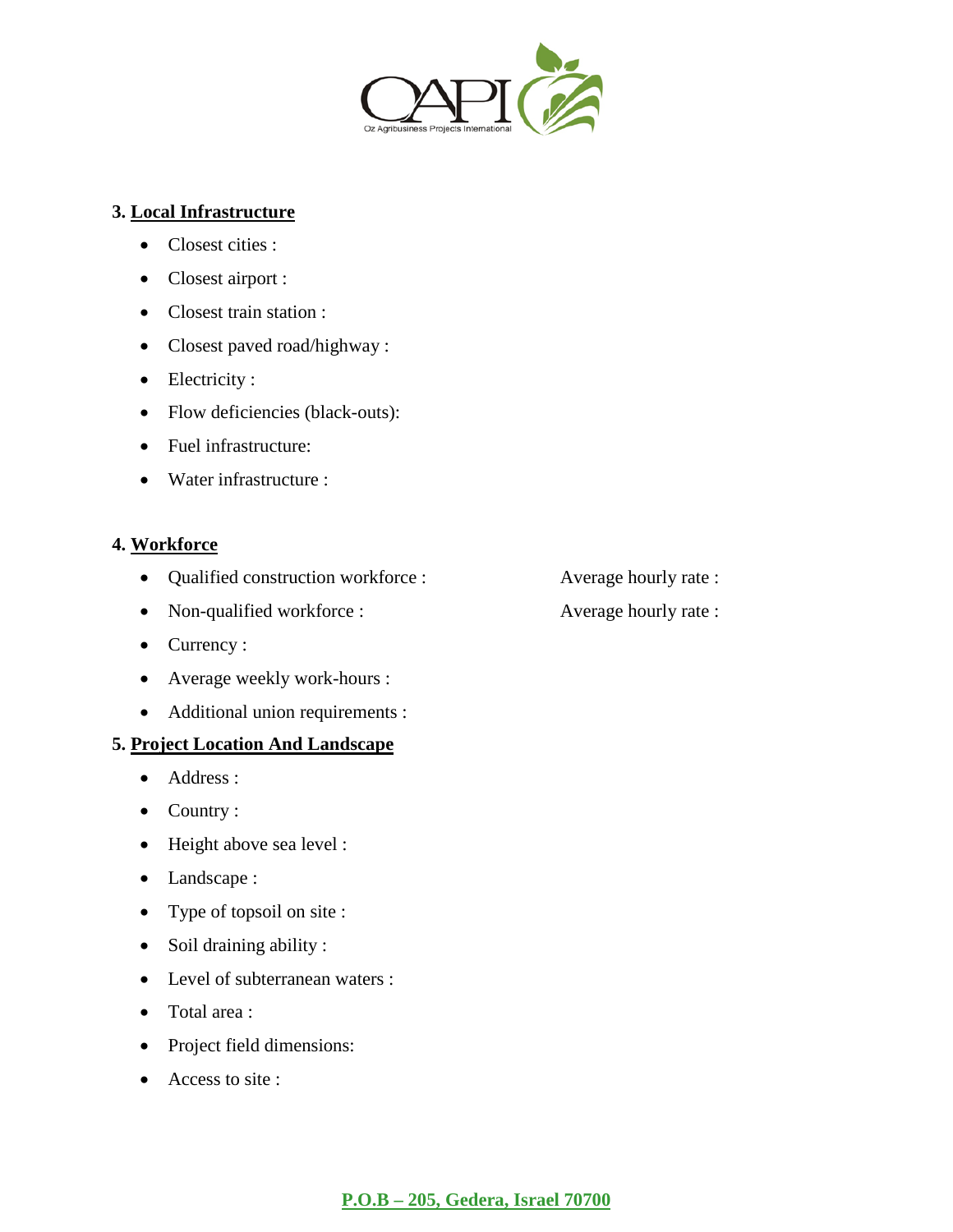### 3. Local Infrastructure

- Closest cities :
- Closest airport :
- Closest train station :
- Closest paved road/highway :
- Electricity :
- Flow deficiencies (black-outs):
- Fuel infrastructure:
- Water infrastructure :

### 4. Workforce

- Qualified construction workforce : Average hourly rate :
- Non-qualified workforce : Average hourly rate :
- Currency :
- Average weekly work-hours :
- Additional union requirements :

### 5. Project Location And Landscape

- Address :
- Country :
- Height above sea level :
- Landscape :
- Type of topsoil on site :
- Soil draining ability :
- Level of subterranean waters :
- Total area :
- Project field dimensions:
- Access to site :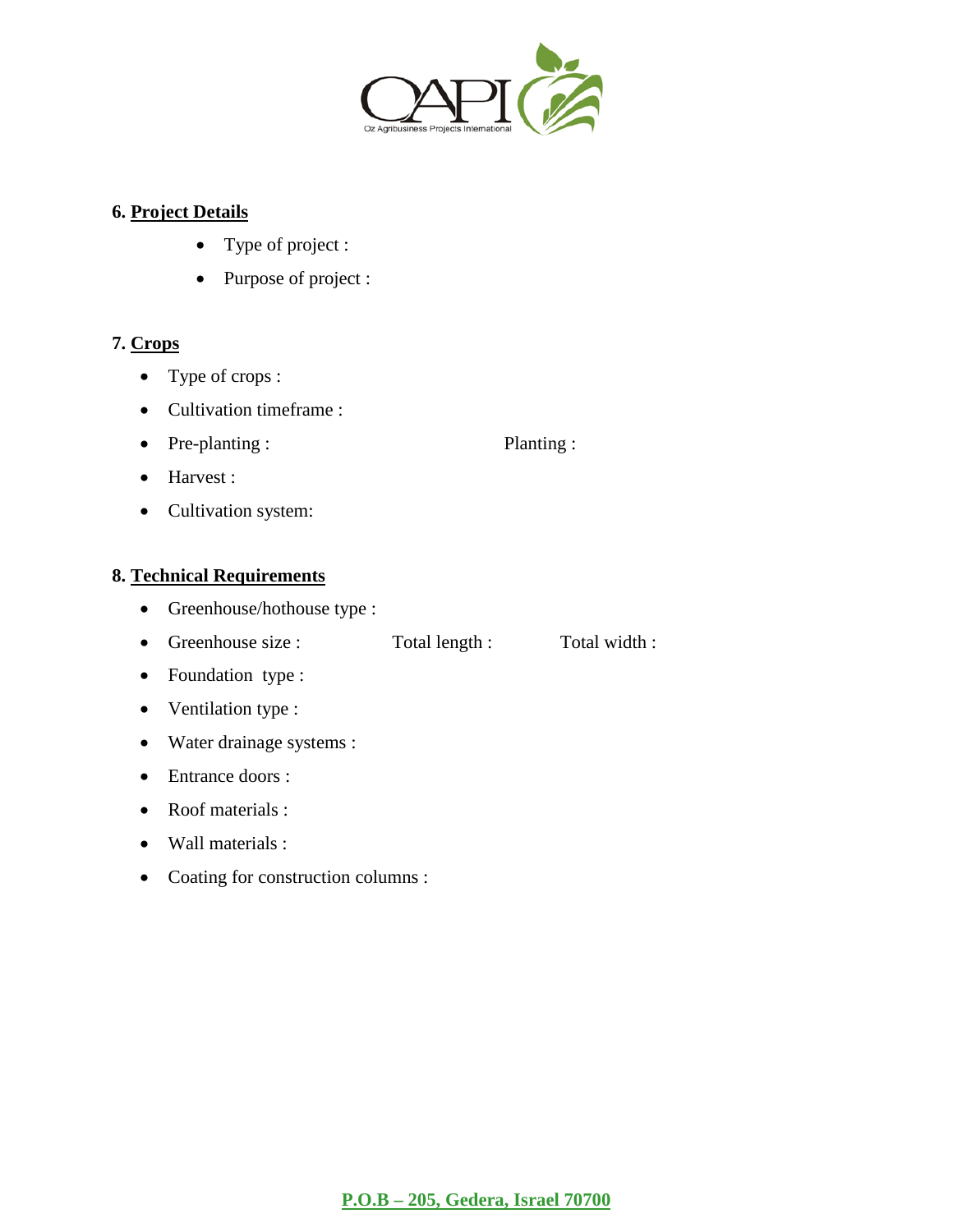## 6. Project Details

- Type of project :
- Purpose of project :

## 7. Crops

- Type of crops :
- Cultivation timeframe :
- Pre-planting : Planting :
- Harvest :
- Cultivation system:

## 8. Technical Requirements

- Greenhouse/hothouse type :
- Greenhouse size : Total length : Total width :
- Foundation type :
- Ventilation type :
- Water drainage systems :
- Entrance doors :
- Roof materials :
- Wall materials :
- Coating for construction columns :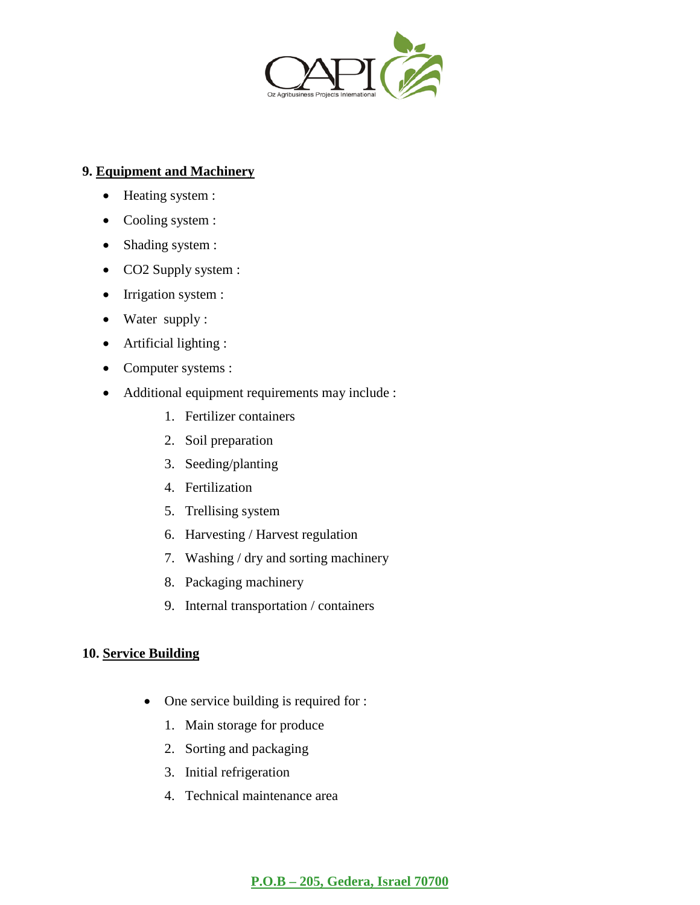**9. Equipment and Machinery**

- Heating system :
- Cooling system :
- Shading system :
- $CO_2$ Supply system :
- Irrigation system :
- Water supply :
- Artificial lighting :
- Computer systems :
- Additional equipment requirements may include :
    1. Fertilizer containers
    2. Soil preparation
    3. Seeding/planting
    4. Fertilization
    5. Trellising system
    6. Harvesting / Harvest regulation
    7. Washing / dry and sorting machinery
    8. Packaging machinery
    9. Internal transportation / containers

**10. Service Building**

- One service building is required for :
    1. Main storage for produce
    2. Sorting and packaging
    3. Initial refrigeration
    4. Technical maintenance area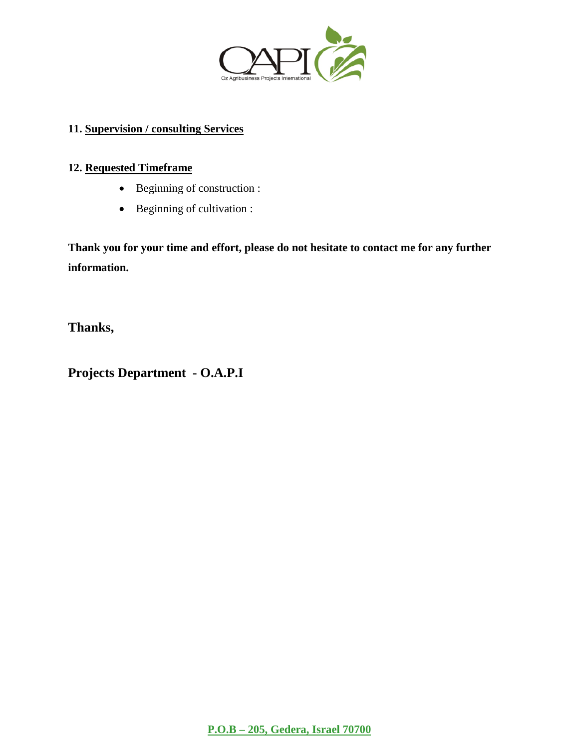**11. Supervision / consulting Services**

**12. Requested Timeframe**

- Beginning of construction :
- Beginning of cultivation :

**Thank you for your time and effort, please do not hesitate to contact me for any further information.**

**Thanks,**

**Projects Department - O.A.P.I**

**P.O.B – 205, Gedera, Israel 70700**